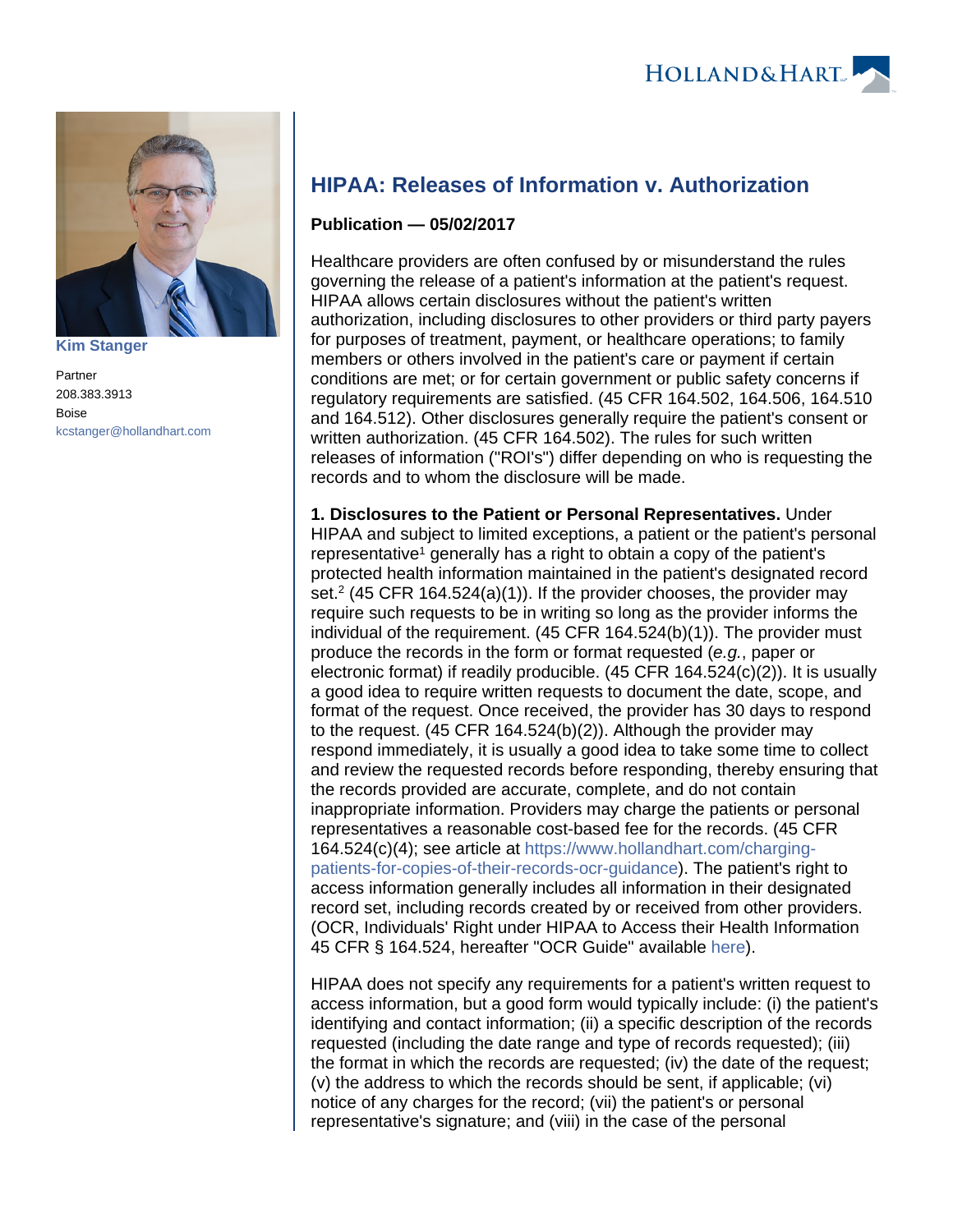Kim Stanger

Partner
208.383.3913
Boise
kcstanger@hollandhart.com

# HIPAA: Releases of Information v. Authorization

**Publication — 05/02/2017**

Healthcare providers are often confused by or misunderstand the rules governing the release of a patient's information at the patient's request. HIPAA allows certain disclosures without the patient's written authorization, including disclosures to other providers or third party payers for purposes of treatment, payment, or healthcare operations; to family members or others involved in the patient's care or payment if certain conditions are met; or for certain government or public safety concerns if regulatory requirements are satisfied. (45 CFR 164.502, 164.506, 164.510 and 164.512). Other disclosures generally require the patient's consent or written authorization. (45 CFR 164.502). The rules for such written releases of information ("ROI's") differ depending on who is requesting the records and to whom the disclosure will be made.

**1. Disclosures to the Patient or Personal Representatives.** Under HIPAA and subject to limited exceptions, a patient or the patient's personal representative[1] generally has a right to obtain a copy of the patient's protected health information maintained in the patient's designated record set.[2] (45 CFR 164.524(a)(1)). If the provider chooses, the provider may require such requests to be in writing so long as the provider informs the individual of the requirement. (45 CFR 164.524(b)(1)). The provider must produce the records in the form or format requested (*e.g.*, paper or electronic format) if readily producible. (45 CFR 164.524(c)(2)). It is usually a good idea to require written requests to document the date, scope, and format of the request. Once received, the provider has 30 days to respond to the request. (45 CFR 164.524(b)(2)). Although the provider may respond immediately, it is usually a good idea to take some time to collect and review the requested records before responding, thereby ensuring that the records provided are accurate, complete, and do not contain inappropriate information. Providers may charge the patients or personal representatives a reasonable cost-based fee for the records. (45 CFR 164.524(c)(4); see article at https://www.hollandhart.com/charging-patients-for-copies-of-their-records-ocr-guidance). The patient's right to access information generally includes all information in their designated record set, including records created by or received from other providers. (OCR, Individuals' Right under HIPAA to Access their Health Information 45 CFR § 164.524, hereafter "OCR Guide" available here).

HIPAA does not specify any requirements for a patient's written request to access information, but a good form would typically include: (i) the patient's identifying and contact information; (ii) a specific description of the records requested (including the date range and type of records requested); (iii) the format in which the records are requested; (iv) the date of the request; (v) the address to which the records should be sent, if applicable; (vi) notice of any charges for the record; (vii) the patient's or personal representative's signature; and (viii) in the case of the personal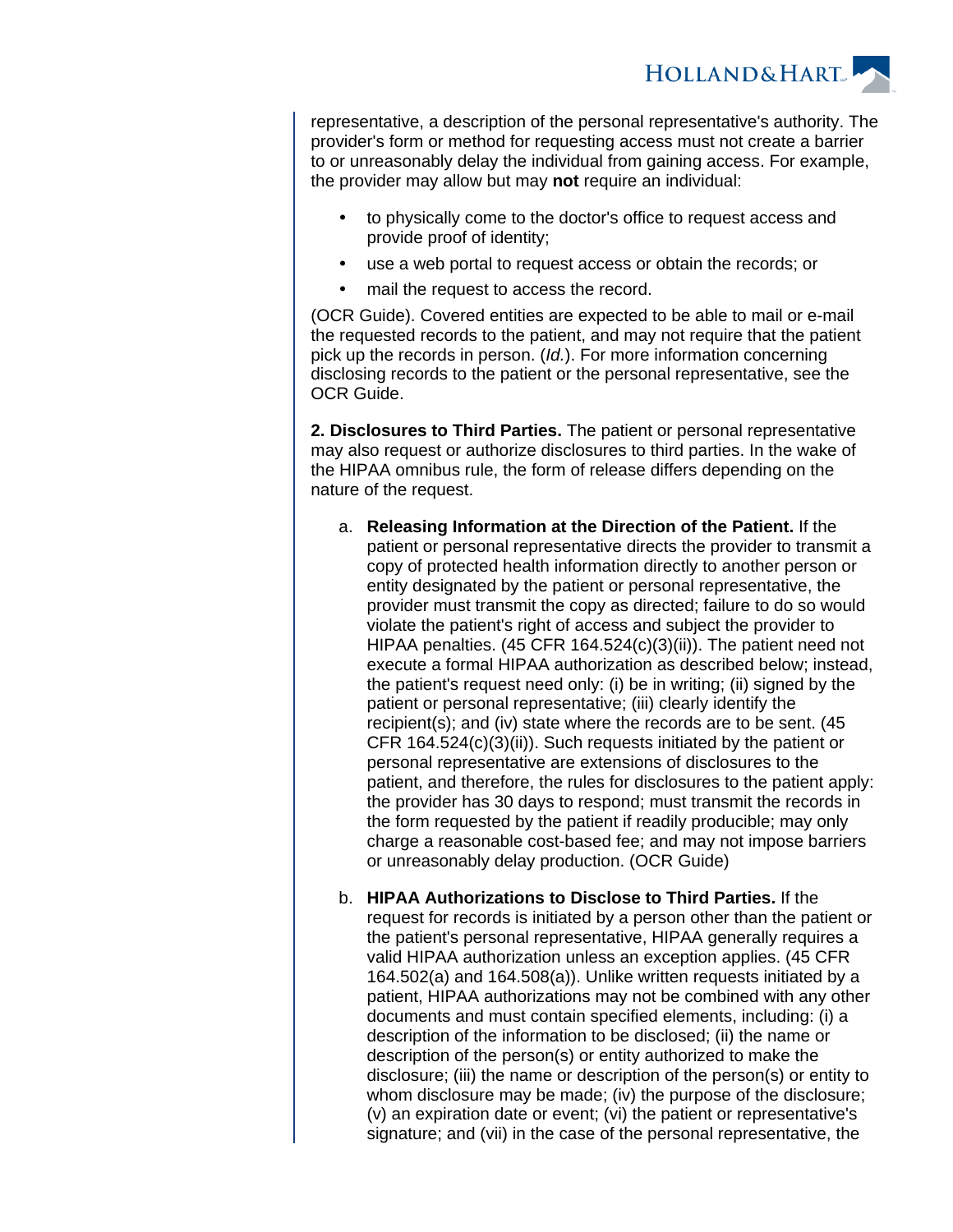representative, a description of the personal representative's authority. The provider's form or method for requesting access must not create a barrier to or unreasonably delay the individual from gaining access. For example, the provider may allow but may **not** require an individual:

- to physically come to the doctor's office to request access and provide proof of identity;
- use a web portal to request access or obtain the records; or
- mail the request to access the record.

(OCR Guide). Covered entities are expected to be able to mail or e-mail the requested records to the patient, and may not require that the patient pick up the records in person. (*Id.*). For more information concerning disclosing records to the patient or the personal representative, see the OCR Guide.

**2. Disclosures to Third Parties.** The patient or personal representative may also request or authorize disclosures to third parties. In the wake of the HIPAA omnibus rule, the form of release differs depending on the nature of the request.

a. **Releasing Information at the Direction of the Patient.** If the patient or personal representative directs the provider to transmit a copy of protected health information directly to another person or entity designated by the patient or personal representative, the provider must transmit the copy as directed; failure to do so would violate the patient's right of access and subject the provider to HIPAA penalties. (45 CFR 164.524(c)(3)(ii)). The patient need not execute a formal HIPAA authorization as described below; instead, the patient's request need only: (i) be in writing; (ii) signed by the patient or personal representative; (iii) clearly identify the recipient(s); and (iv) state where the records are to be sent. (45 CFR 164.524(c)(3)(ii)). Such requests initiated by the patient or personal representative are extensions of disclosures to the patient, and therefore, the rules for disclosures to the patient apply: the provider has 30 days to respond; must transmit the records in the form requested by the patient if readily producible; may only charge a reasonable cost-based fee; and may not impose barriers or unreasonably delay production. (OCR Guide)

b. **HIPAA Authorizations to Disclose to Third Parties.** If the request for records is initiated by a person other than the patient or the patient's personal representative, HIPAA generally requires a valid HIPAA authorization unless an exception applies. (45 CFR 164.502(a) and 164.508(a)). Unlike written requests initiated by a patient, HIPAA authorizations may not be combined with any other documents and must contain specified elements, including: (i) a description of the information to be disclosed; (ii) the name or description of the person(s) or entity authorized to make the disclosure; (iii) the name or description of the person(s) or entity to whom disclosure may be made; (iv) the purpose of the disclosure; (v) an expiration date or event; (vi) the patient or representative's signature; and (vii) in the case of the personal representative, the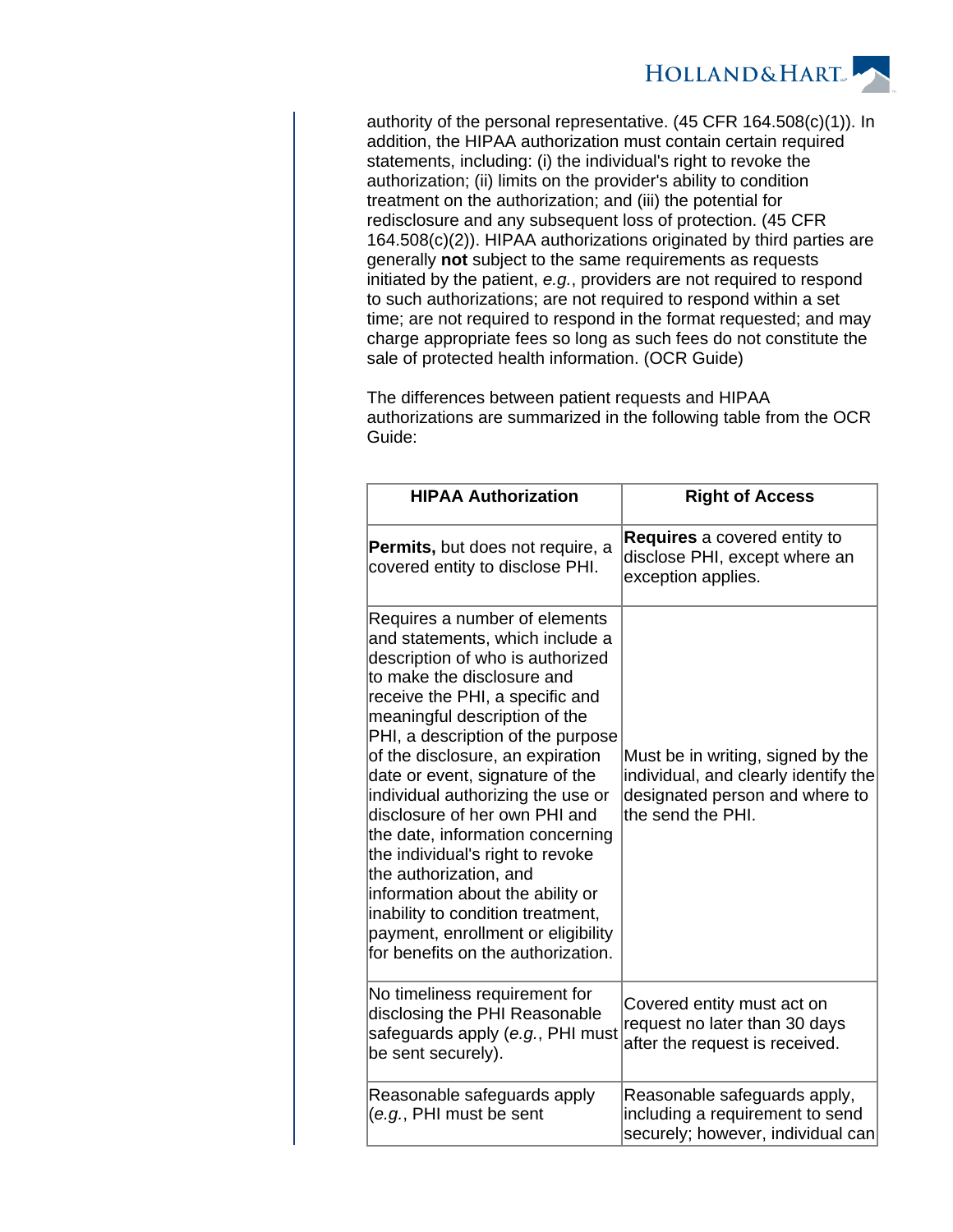authority of the personal representative. (45 CFR 164.508(c)(1)). In addition, the HIPAA authorization must contain certain required statements, including: (i) the individual's right to revoke the authorization; (ii) limits on the provider's ability to condition treatment on the authorization; and (iii) the potential for redisclosure and any subsequent loss of protection. (45 CFR 164.508(c)(2)). HIPAA authorizations originated by third parties are generally **not** subject to the same requirements as requests initiated by the patient, *e.g.*, providers are not required to respond to such authorizations; are not required to respond within a set time; are not required to respond in the format requested; and may charge appropriate fees so long as such fees do not constitute the sale of protected health information. (OCR Guide)

The differences between patient requests and HIPAA authorizations are summarized in the following table from the OCR Guide:

| HIPAA Authorization | Right of Access |
|---|---|
| **Permits,** but does not require, a covered entity to disclose PHI. | **Requires** a covered entity to disclose PHI, except where an exception applies. |
| Requires a number of elements and statements, which include a description of who is authorized to make the disclosure and receive the PHI, a specific and meaningful description of the PHI, a description of the purpose of the disclosure, an expiration date or event, signature of the individual authorizing the use or disclosure of her own PHI and the date, information concerning the individual's right to revoke the authorization, and information about the ability or inability to condition treatment, payment, enrollment or eligibility for benefits on the authorization. | Must be in writing, signed by the individual, and clearly identify the designated person and where to the send the PHI. |
| No timeliness requirement for disclosing the PHI Reasonable safeguards apply (*e.g.*, PHI must be sent securely). | Covered entity must act on request no later than 30 days after the request is received. |
| Reasonable safeguards apply (*e.g.*, PHI must be sent | Reasonable safeguards apply, including a requirement to send securely; however, individual can |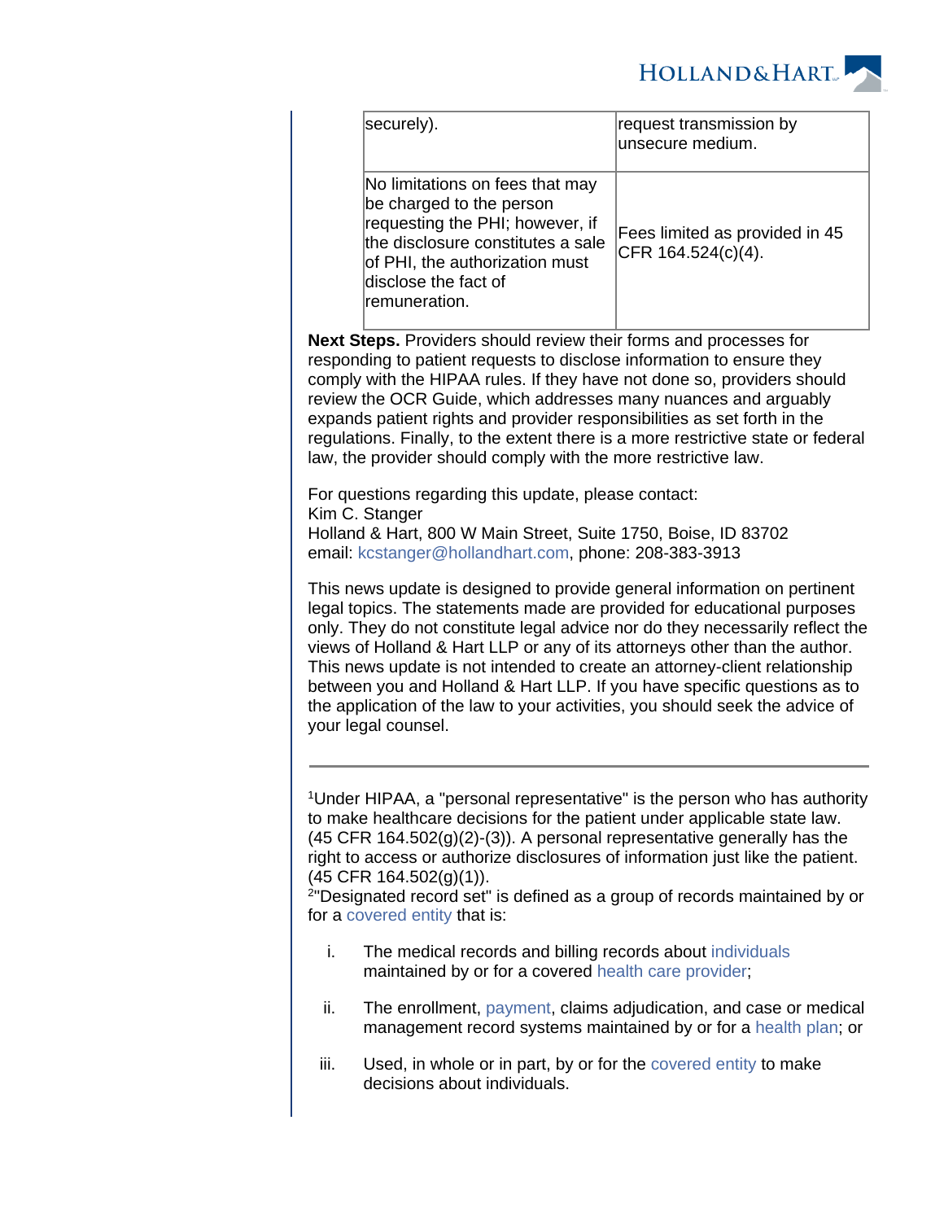| | |
|---|---|
| securely). | request transmission by unsecure medium. |
| No limitations on fees that may be charged to the person requesting the PHI; however, if the disclosure constitutes a sale of PHI, the authorization must disclose the fact of remuneration. | Fees limited as provided in 45 CFR 164.524(c)(4). |

**Next Steps.** Providers should review their forms and processes for responding to patient requests to disclose information to ensure they comply with the HIPAA rules. If they have not done so, providers should review the OCR Guide, which addresses many nuances and arguably expands patient rights and provider responsibilities as set forth in the regulations. Finally, to the extent there is a more restrictive state or federal law, the provider should comply with the more restrictive law.

For questions regarding this update, please contact:
Kim C. Stanger
Holland & Hart, 800 W Main Street, Suite 1750, Boise, ID 83702
email: kcstanger@hollandhart.com, phone: 208-383-3913

This news update is designed to provide general information on pertinent legal topics. The statements made are provided for educational purposes only. They do not constitute legal advice nor do they necessarily reflect the views of Holland & Hart LLP or any of its attorneys other than the author. This news update is not intended to create an attorney-client relationship between you and Holland & Hart LLP. If you have specific questions as to the application of the law to your activities, you should seek the advice of your legal counsel.

---

[1]Under HIPAA, a "personal representative" is the person who has authority to make healthcare decisions for the patient under applicable state law. (45 CFR 164.502(g)(2)-(3)). A personal representative generally has the right to access or authorize disclosures of information just like the patient. (45 CFR 164.502(g)(1)).
[2]"Designated record set" is defined as a group of records maintained by or for a covered entity that is:

i. The medical records and billing records about individuals maintained by or for a covered health care provider;

ii. The enrollment, payment, claims adjudication, and case or medical management record systems maintained by or for a health plan; or

iii. Used, in whole or in part, by or for the covered entity to make decisions about individuals.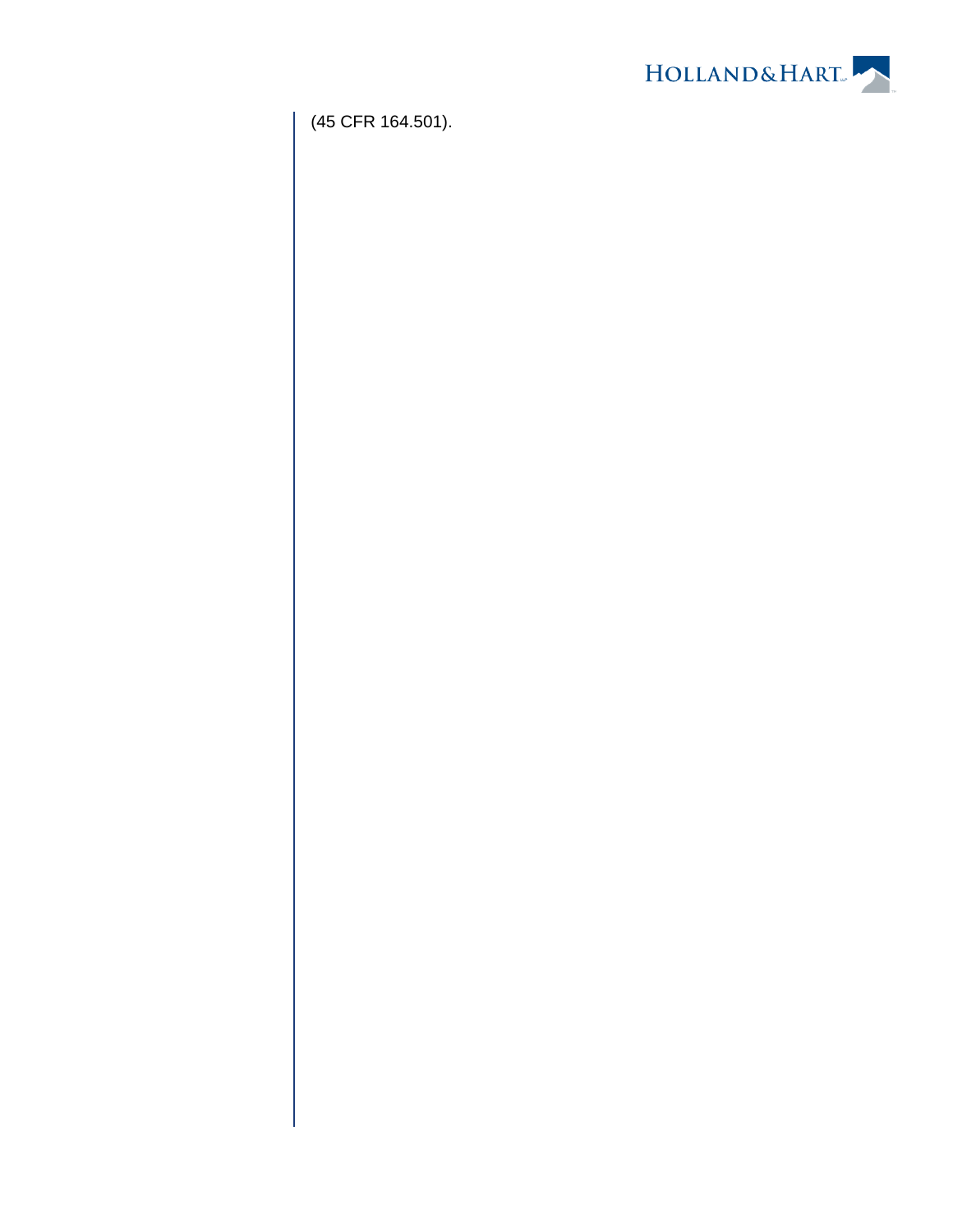(45 CFR 164.501).